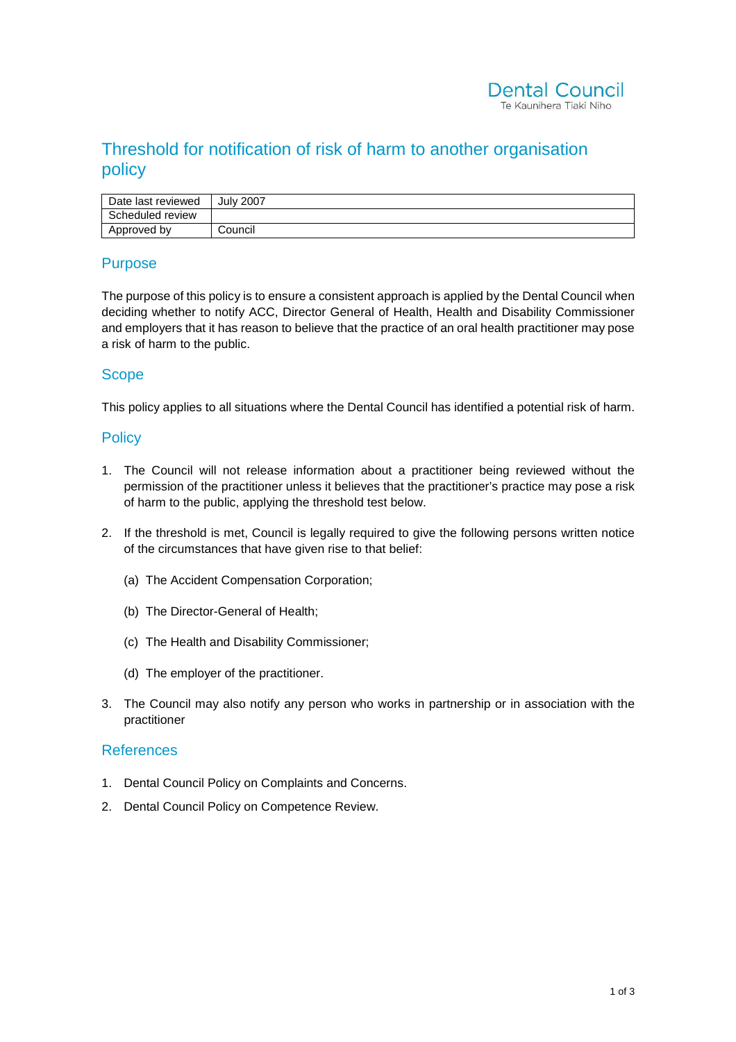Dental Council
Te Kaunihera Tiaki Niho

# Threshold for notification of risk of harm to another organisation policy

| Date last reviewed | July 2007 |
|---|---|
| Scheduled review | |
| Approved by | Council |

## Purpose

The purpose of this policy is to ensure a consistent approach is applied by the Dental Council when deciding whether to notify ACC, Director General of Health, Health and Disability Commissioner and employers that it has reason to believe that the practice of an oral health practitioner may pose a risk of harm to the public.

## Scope

This policy applies to all situations where the Dental Council has identified a potential risk of harm.

## Policy

1. The Council will not release information about a practitioner being reviewed without the permission of the practitioner unless it believes that the practitioner's practice may pose a risk of harm to the public, applying the threshold test below.

2. If the threshold is met, Council is legally required to give the following persons written notice of the circumstances that have given rise to that belief:

   (a) The Accident Compensation Corporation;

   (b) The Director-General of Health;

   (c) The Health and Disability Commissioner;

   (d) The employer of the practitioner.

3. The Council may also notify any person who works in partnership or in association with the practitioner

## References

1. Dental Council Policy on Complaints and Concerns.
2. Dental Council Policy on Competence Review.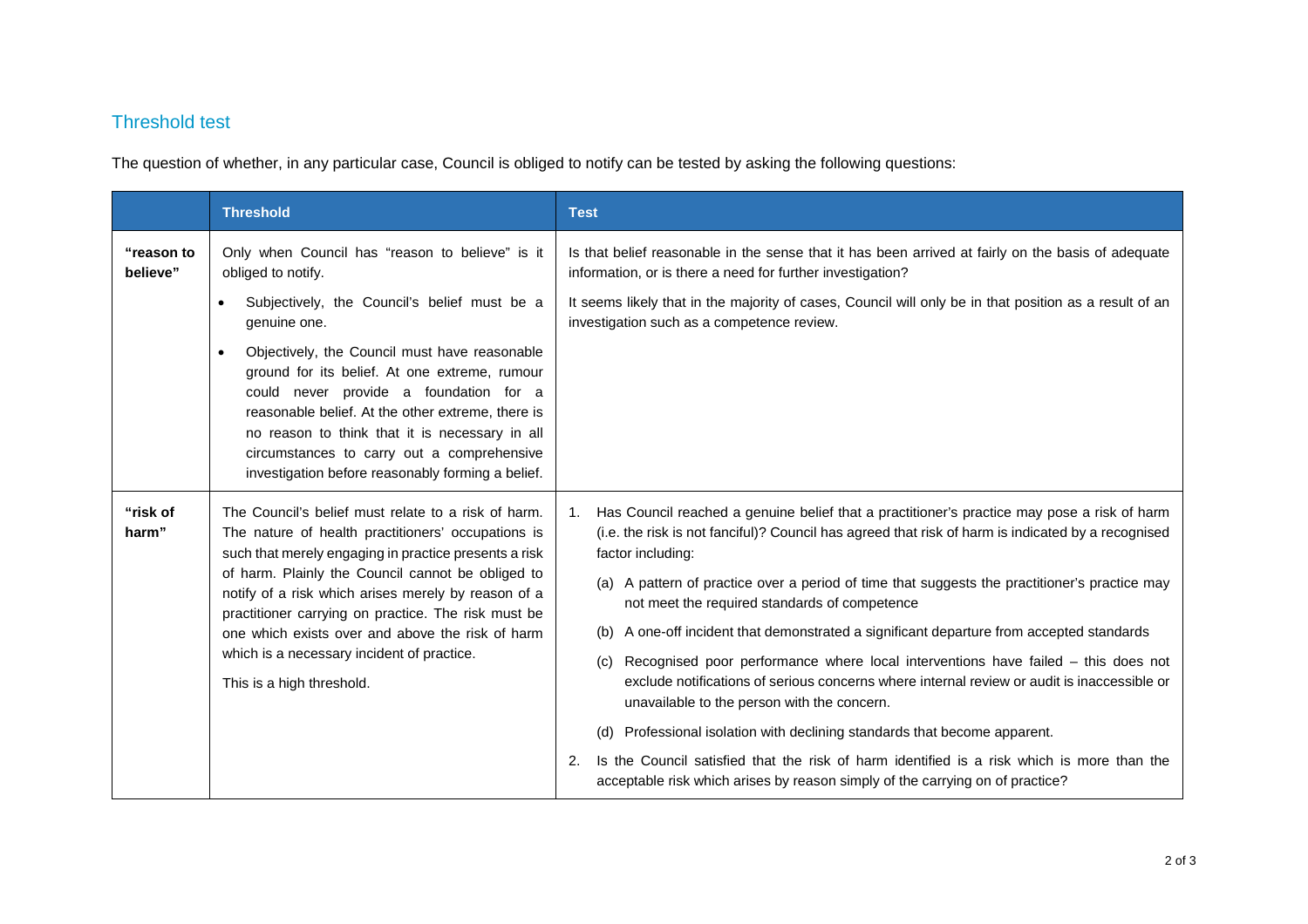## Threshold test

The question of whether, in any particular case, Council is obliged to notify can be tested by asking the following questions:

| | **Threshold** | **Test** |
|---|---|---|
| **"reason to believe"** | Only when Council has "reason to believe" is it obliged to notify.<br>• Subjectively, the Council's belief must be a genuine one.<br>• Objectively, the Council must have reasonable ground for its belief. At one extreme, rumour could never provide a foundation for a reasonable belief. At the other extreme, there is no reason to think that it is necessary in all circumstances to carry out a comprehensive investigation before reasonably forming a belief. | Is that belief reasonable in the sense that it has been arrived at fairly on the basis of adequate information, or is there a need for further investigation?<br>It seems likely that in the majority of cases, Council will only be in that position as a result of an investigation such as a competence review. |
| **"risk of harm"** | The Council's belief must relate to a risk of harm. The nature of health practitioners' occupations is such that merely engaging in practice presents a risk of harm. Plainly the Council cannot be obliged to notify of a risk which arises merely by reason of a practitioner carrying on practice. The risk must be one which exists over and above the risk of harm which is a necessary incident of practice.<br>This is a high threshold. | 1. Has Council reached a genuine belief that a practitioner's practice may pose a risk of harm (i.e. the risk is not fanciful)? Council has agreed that risk of harm is indicated by a recognised factor including:<br>(a) A pattern of practice over a period of time that suggests the practitioner's practice may not meet the required standards of competence<br>(b) A one-off incident that demonstrated a significant departure from accepted standards<br>(c) Recognised poor performance where local interventions have failed – this does not exclude notifications of serious concerns where internal review or audit is inaccessible or unavailable to the person with the concern.<br>(d) Professional isolation with declining standards that become apparent.<br>2. Is the Council satisfied that the risk of harm identified is a risk which is more than the acceptable risk which arises by reason simply of the carrying on of practice? |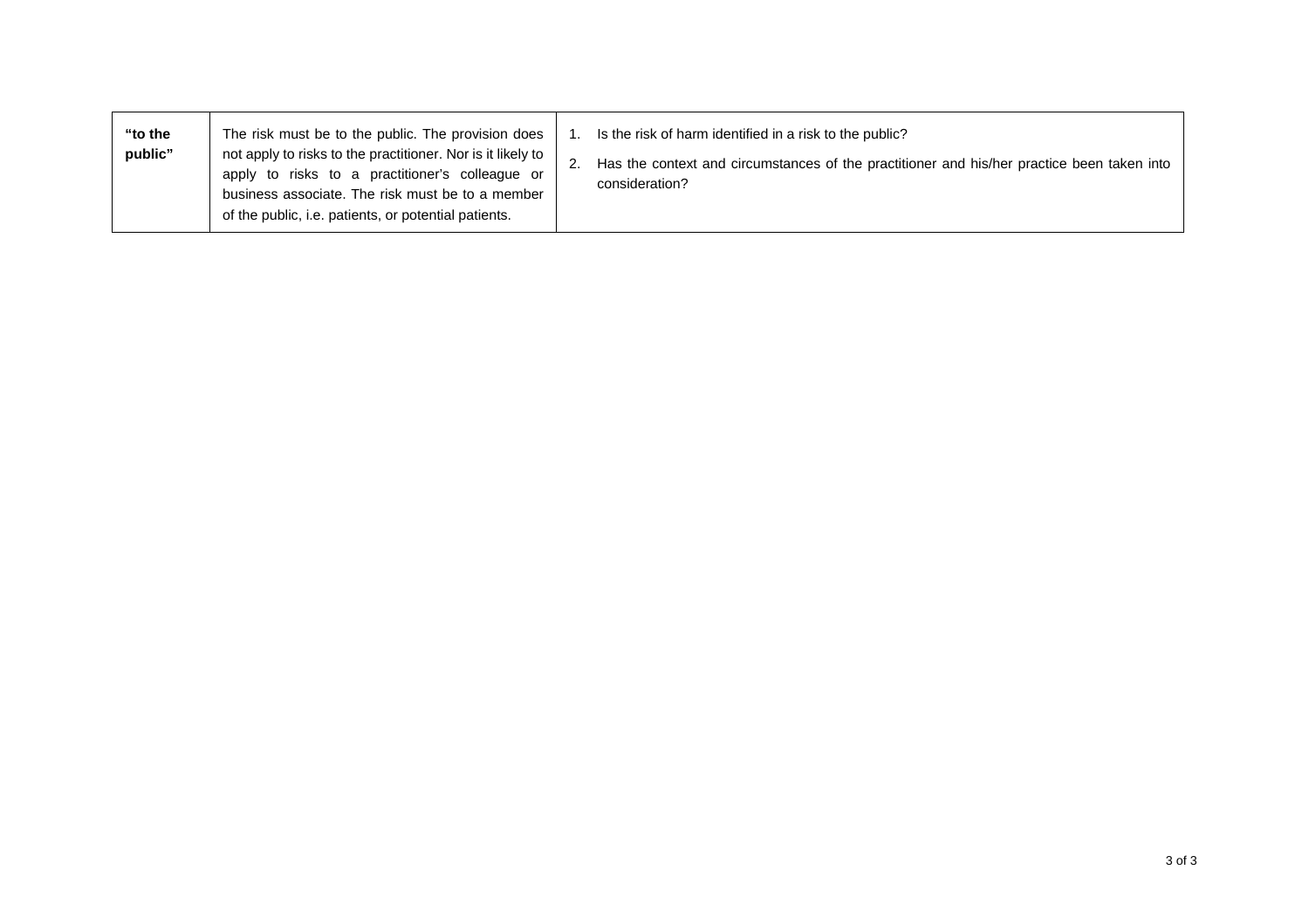| | | |
|---|---|---|
| **"to the public"** | The risk must be to the public. The provision does not apply to risks to the practitioner. Nor is it likely to apply to risks to a practitioner's colleague or business associate. The risk must be to a member of the public, i.e. patients, or potential patients. | 1. Is the risk of harm identified in a risk to the public?<br>2. Has the context and circumstances of the practitioner and his/her practice been taken into consideration? |